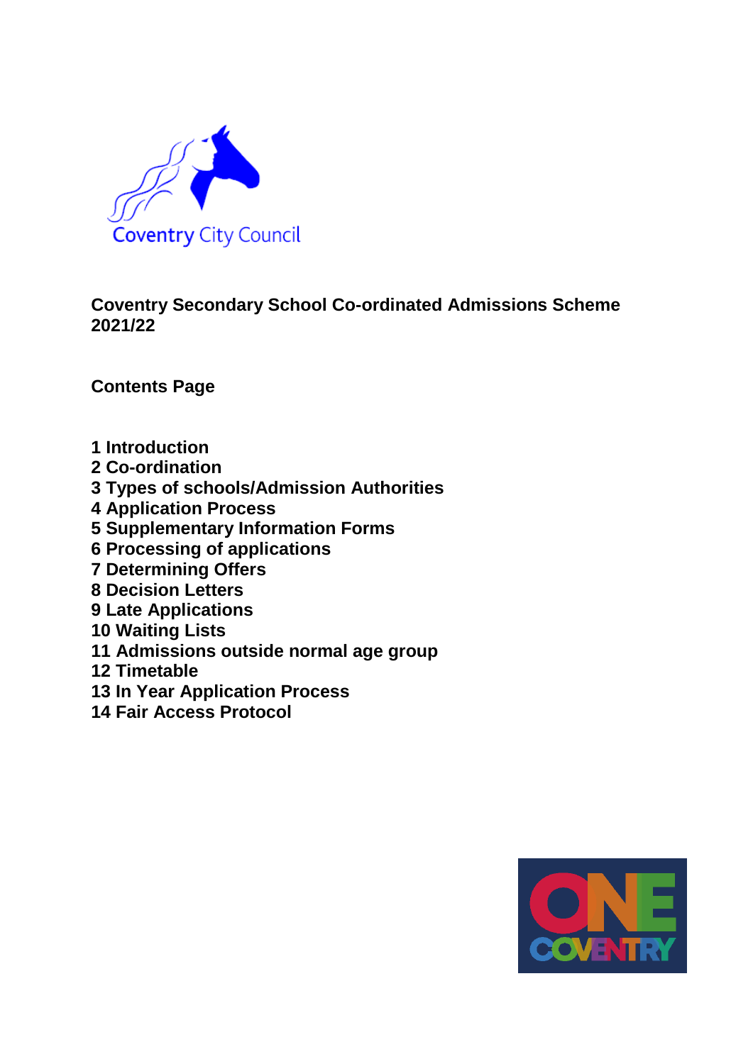Coventry City Council

# Coventry Secondary School Co-ordinated Admissions Scheme 2021/22

## Contents Page

1 Introduction
2 Co-ordination
3 Types of schools/Admission Authorities
4 Application Process
5 Supplementary Information Forms
6 Processing of applications
7 Determining Offers
8 Decision Letters
9 Late Applications
10 Waiting Lists
11 Admissions outside normal age group
12 Timetable
13 In Year Application Process
14 Fair Access Protocol

ONE COVENTRY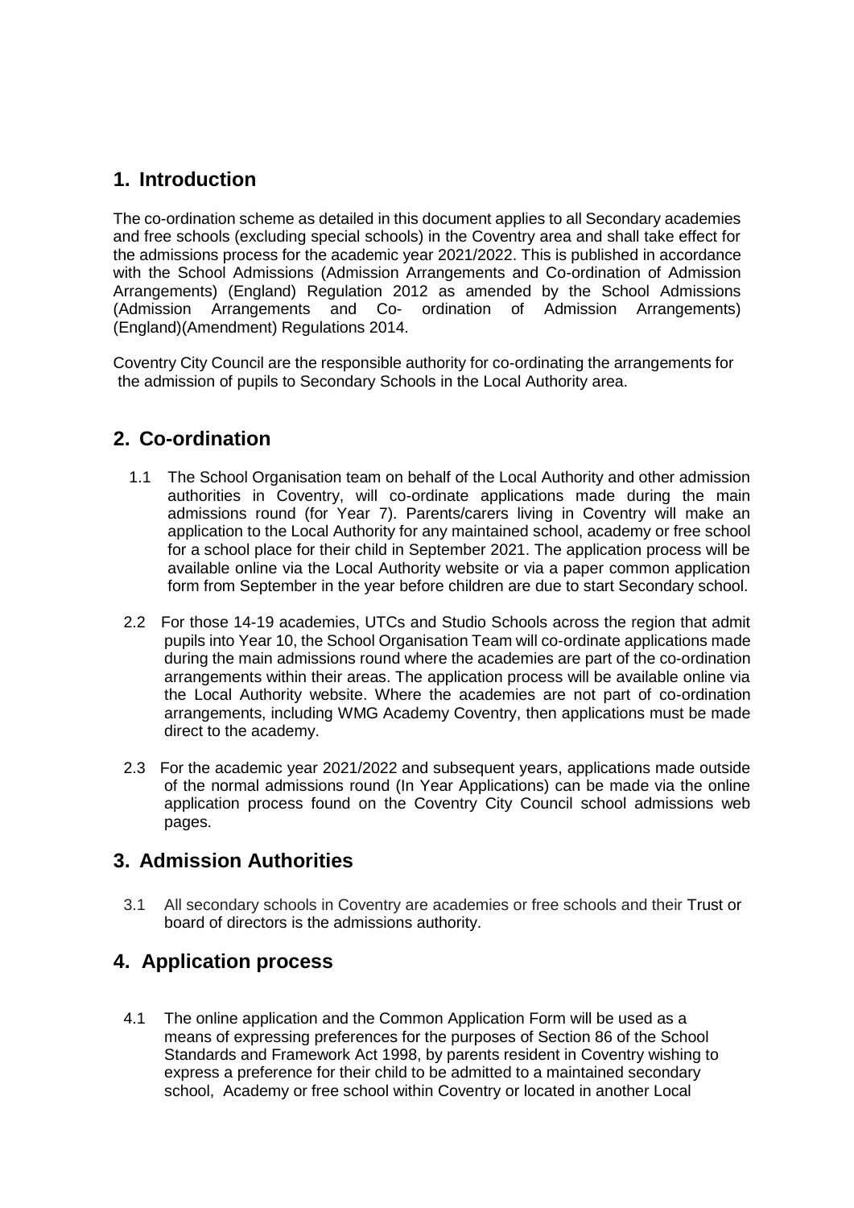## 1. Introduction

The co-ordination scheme as detailed in this document applies to all Secondary academies and free schools (excluding special schools) in the Coventry area and shall take effect for the admissions process for the academic year 2021/2022. This is published in accordance with the School Admissions (Admission Arrangements and Co-ordination of Admission Arrangements) (England) Regulation 2012 as amended by the School Admissions (Admission Arrangements and Co- ordination of Admission Arrangements) (England)(Amendment) Regulations 2014.

Coventry City Council are the responsible authority for co-ordinating the arrangements for the admission of pupils to Secondary Schools in the Local Authority area.

## 2. Co-ordination

1.1 The School Organisation team on behalf of the Local Authority and other admission authorities in Coventry, will co-ordinate applications made during the main admissions round (for Year 7). Parents/carers living in Coventry will make an application to the Local Authority for any maintained school, academy or free school for a school place for their child in September 2021. The application process will be available online via the Local Authority website or via a paper common application form from September in the year before children are due to start Secondary school.

2.2 For those 14-19 academies, UTCs and Studio Schools across the region that admit pupils into Year 10, the School Organisation Team will co-ordinate applications made during the main admissions round where the academies are part of the co-ordination arrangements within their areas. The application process will be available online via the Local Authority website. Where the academies are not part of co-ordination arrangements, including WMG Academy Coventry, then applications must be made direct to the academy.

2.3 For the academic year 2021/2022 and subsequent years, applications made outside of the normal admissions round (In Year Applications) can be made via the online application process found on the Coventry City Council school admissions web pages.

## 3. Admission Authorities

3.1 All secondary schools in Coventry are academies or free schools and their Trust or board of directors is the admissions authority.

## 4. Application process

4.1 The online application and the Common Application Form will be used as a means of expressing preferences for the purposes of Section 86 of the School Standards and Framework Act 1998, by parents resident in Coventry wishing to express a preference for their child to be admitted to a maintained secondary school, Academy or free school within Coventry or located in another Local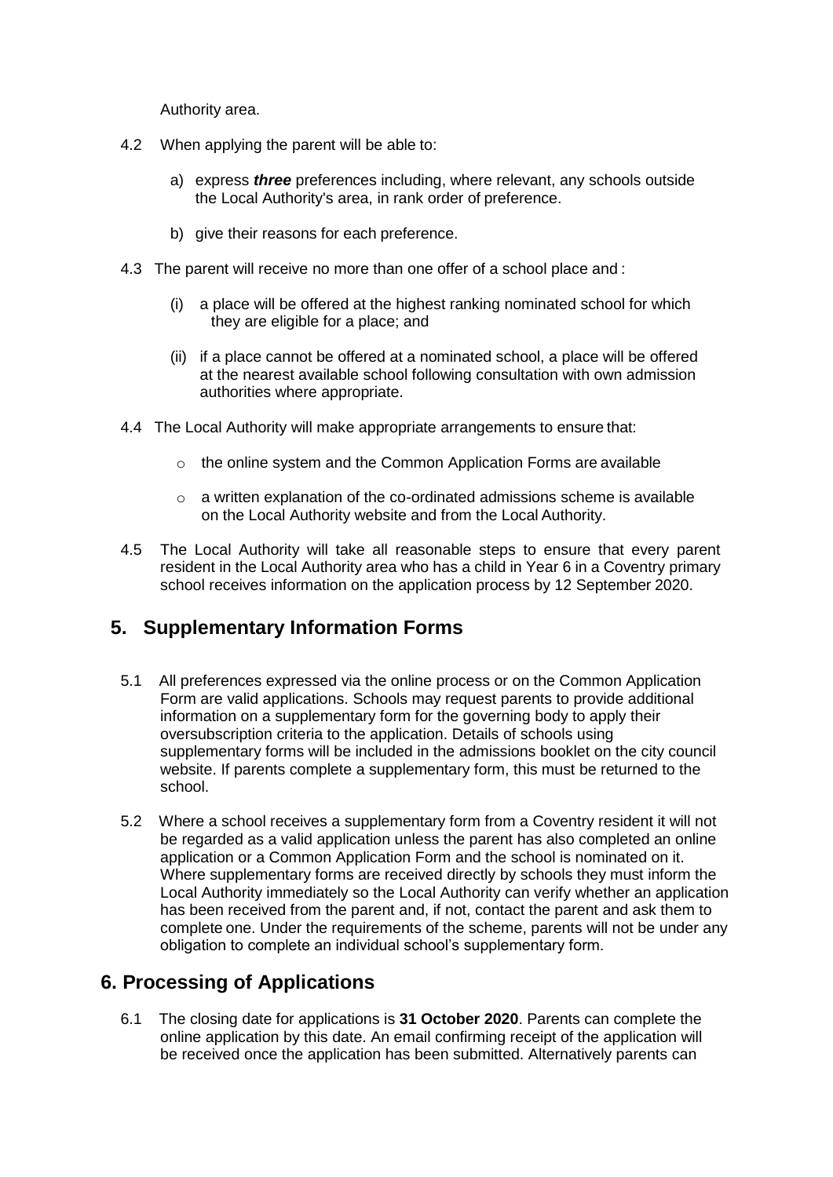Authority area.

4.2 When applying the parent will be able to:

   a) express ***three*** preferences including, where relevant, any schools outside the Local Authority's area, in rank order of preference.

   b) give their reasons for each preference.

4.3 The parent will receive no more than one offer of a school place and :

   (i) a place will be offered at the highest ranking nominated school for which they are eligible for a place; and

   (ii) if a place cannot be offered at a nominated school, a place will be offered at the nearest available school following consultation with own admission authorities where appropriate.

4.4 The Local Authority will make appropriate arrangements to ensure that:

   - the online system and the Common Application Forms are available
   - a written explanation of the co-ordinated admissions scheme is available on the Local Authority website and from the Local Authority.

4.5 The Local Authority will take all reasonable steps to ensure that every parent resident in the Local Authority area who has a child in Year 6 in a Coventry primary school receives information on the application process by 12 September 2020.

## 5. Supplementary Information Forms

5.1 All preferences expressed via the online process or on the Common Application Form are valid applications. Schools may request parents to provide additional information on a supplementary form for the governing body to apply their oversubscription criteria to the application. Details of schools using supplementary forms will be included in the admissions booklet on the city council website. If parents complete a supplementary form, this must be returned to the school.

5.2 Where a school receives a supplementary form from a Coventry resident it will not be regarded as a valid application unless the parent has also completed an online application or a Common Application Form and the school is nominated on it. Where supplementary forms are received directly by schools they must inform the Local Authority immediately so the Local Authority can verify whether an application has been received from the parent and, if not, contact the parent and ask them to complete one. Under the requirements of the scheme, parents will not be under any obligation to complete an individual school's supplementary form.

## 6. Processing of Applications

6.1 The closing date for applications is **31 October 2020**. Parents can complete the online application by this date. An email confirming receipt of the application will be received once the application has been submitted. Alternatively parents can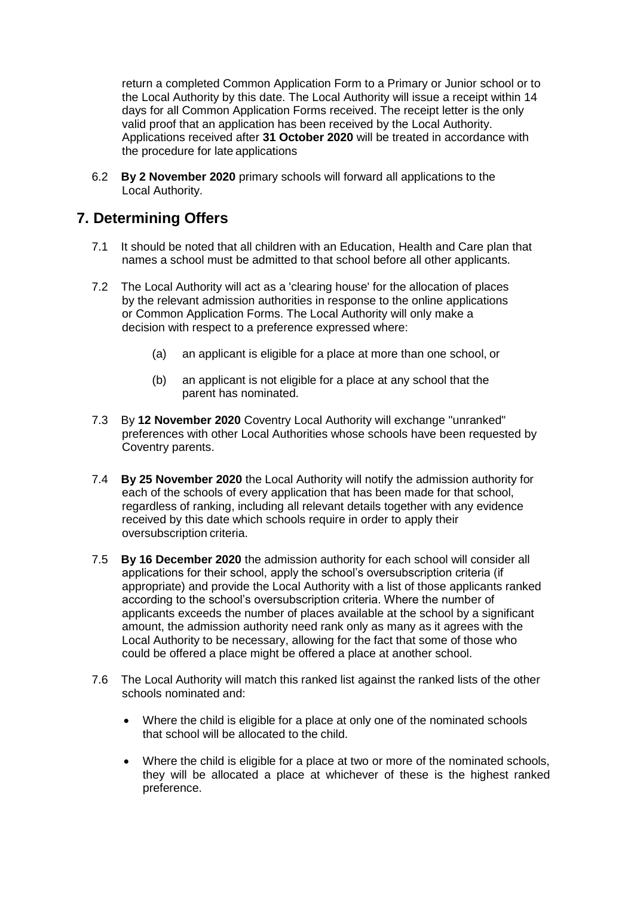return a completed Common Application Form to a Primary or Junior school or to the Local Authority by this date. The Local Authority will issue a receipt within 14 days for all Common Application Forms received. The receipt letter is the only valid proof that an application has been received by the Local Authority. Applications received after **31 October 2020** will be treated in accordance with the procedure for late applications

6.2 **By 2 November 2020** primary schools will forward all applications to the Local Authority.

## 7. Determining Offers

7.1 It should be noted that all children with an Education, Health and Care plan that names a school must be admitted to that school before all other applicants.

7.2 The Local Authority will act as a 'clearing house' for the allocation of places by the relevant admission authorities in response to the online applications or Common Application Forms. The Local Authority will only make a decision with respect to a preference expressed where:

(a) an applicant is eligible for a place at more than one school, or

(b) an applicant is not eligible for a place at any school that the parent has nominated.

7.3 By **12 November 2020** Coventry Local Authority will exchange "unranked" preferences with other Local Authorities whose schools have been requested by Coventry parents.

7.4 **By 25 November 2020** the Local Authority will notify the admission authority for each of the schools of every application that has been made for that school, regardless of ranking, including all relevant details together with any evidence received by this date which schools require in order to apply their oversubscription criteria.

7.5 **By 16 December 2020** the admission authority for each school will consider all applications for their school, apply the school's oversubscription criteria (if appropriate) and provide the Local Authority with a list of those applicants ranked according to the school's oversubscription criteria. Where the number of applicants exceeds the number of places available at the school by a significant amount, the admission authority need rank only as many as it agrees with the Local Authority to be necessary, allowing for the fact that some of those who could be offered a place might be offered a place at another school.

7.6 The Local Authority will match this ranked list against the ranked lists of the other schools nominated and:

- Where the child is eligible for a place at only one of the nominated schools that school will be allocated to the child.
- Where the child is eligible for a place at two or more of the nominated schools, they will be allocated a place at whichever of these is the highest ranked preference.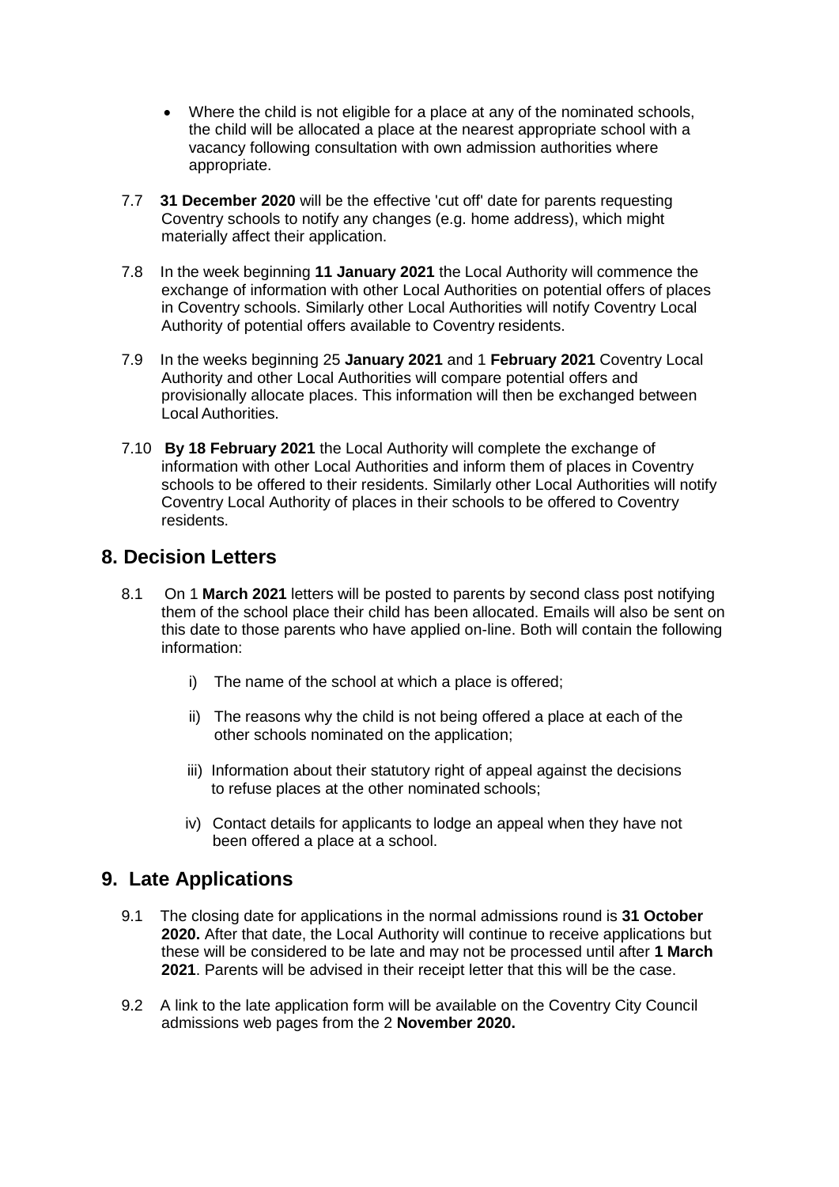- Where the child is not eligible for a place at any of the nominated schools, the child will be allocated a place at the nearest appropriate school with a vacancy following consultation with own admission authorities where appropriate.

7.7 **31 December 2020** will be the effective 'cut off' date for parents requesting Coventry schools to notify any changes (e.g. home address), which might materially affect their application.

7.8 In the week beginning **11 January 2021** the Local Authority will commence the exchange of information with other Local Authorities on potential offers of places in Coventry schools. Similarly other Local Authorities will notify Coventry Local Authority of potential offers available to Coventry residents.

7.9 In the weeks beginning 25 **January 2021** and 1 **February 2021** Coventry Local Authority and other Local Authorities will compare potential offers and provisionally allocate places. This information will then be exchanged between Local Authorities.

7.10 **By 18 February 2021** the Local Authority will complete the exchange of information with other Local Authorities and inform them of places in Coventry schools to be offered to their residents. Similarly other Local Authorities will notify Coventry Local Authority of places in their schools to be offered to Coventry residents.

## 8. Decision Letters

8.1 On 1 **March 2021** letters will be posted to parents by second class post notifying them of the school place their child has been allocated. Emails will also be sent on this date to those parents who have applied on-line. Both will contain the following information:

i) The name of the school at which a place is offered;

ii) The reasons why the child is not being offered a place at each of the other schools nominated on the application;

iii) Information about their statutory right of appeal against the decisions to refuse places at the other nominated schools;

iv) Contact details for applicants to lodge an appeal when they have not been offered a place at a school.

## 9. Late Applications

9.1 The closing date for applications in the normal admissions round is **31 October 2020.** After that date, the Local Authority will continue to receive applications but these will be considered to be late and may not be processed until after **1 March 2021**. Parents will be advised in their receipt letter that this will be the case.

9.2 A link to the late application form will be available on the Coventry City Council admissions web pages from the 2 **November 2020.**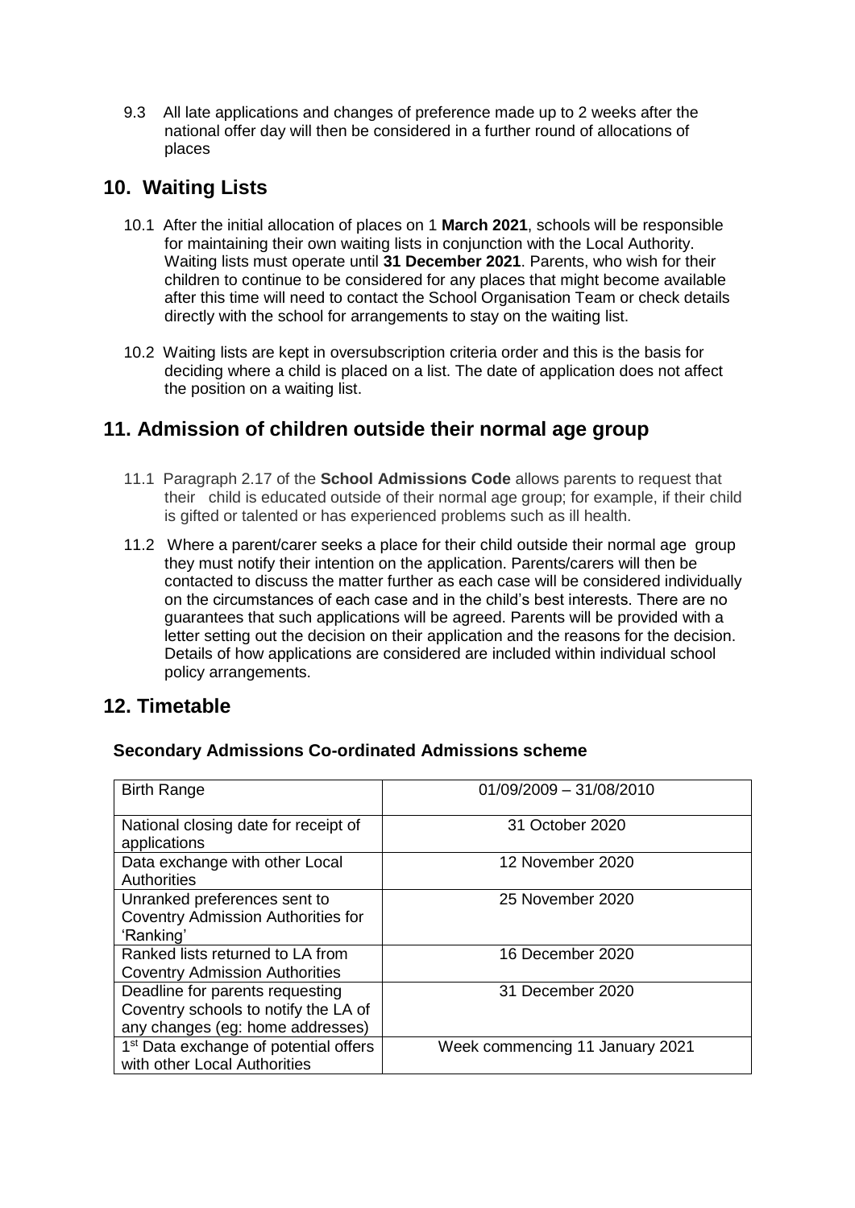9.3 All late applications and changes of preference made up to 2 weeks after the national offer day will then be considered in a further round of allocations of places

## 10. Waiting Lists

10.1 After the initial allocation of places on 1 **March 2021**, schools will be responsible for maintaining their own waiting lists in conjunction with the Local Authority. Waiting lists must operate until **31 December 2021**. Parents, who wish for their children to continue to be considered for any places that might become available after this time will need to contact the School Organisation Team or check details directly with the school for arrangements to stay on the waiting list.

10.2 Waiting lists are kept in oversubscription criteria order and this is the basis for deciding where a child is placed on a list. The date of application does not affect the position on a waiting list.

## 11. Admission of children outside their normal age group

11.1 Paragraph 2.17 of the **School Admissions Code** allows parents to request that their child is educated outside of their normal age group; for example, if their child is gifted or talented or has experienced problems such as ill health.

11.2 Where a parent/carer seeks a place for their child outside their normal age group they must notify their intention on the application. Parents/carers will then be contacted to discuss the matter further as each case will be considered individually on the circumstances of each case and in the child's best interests. There are no guarantees that such applications will be agreed. Parents will be provided with a letter setting out the decision on their application and the reasons for the decision. Details of how applications are considered are included within individual school policy arrangements.

## 12. Timetable

### Secondary Admissions Co-ordinated Admissions scheme

| Birth Range | 01/09/2009 – 31/08/2010 |
|---|---|
| National closing date for receipt of applications | 31 October 2020 |
| Data exchange with other Local Authorities | 12 November 2020 |
| Unranked preferences sent to Coventry Admission Authorities for 'Ranking' | 25 November 2020 |
| Ranked lists returned to LA from Coventry Admission Authorities | 16 December 2020 |
| Deadline for parents requesting Coventry schools to notify the LA of any changes (eg: home addresses) | 31 December 2020 |
| 1st Data exchange of potential offers with other Local Authorities | Week commencing 11 January 2021 |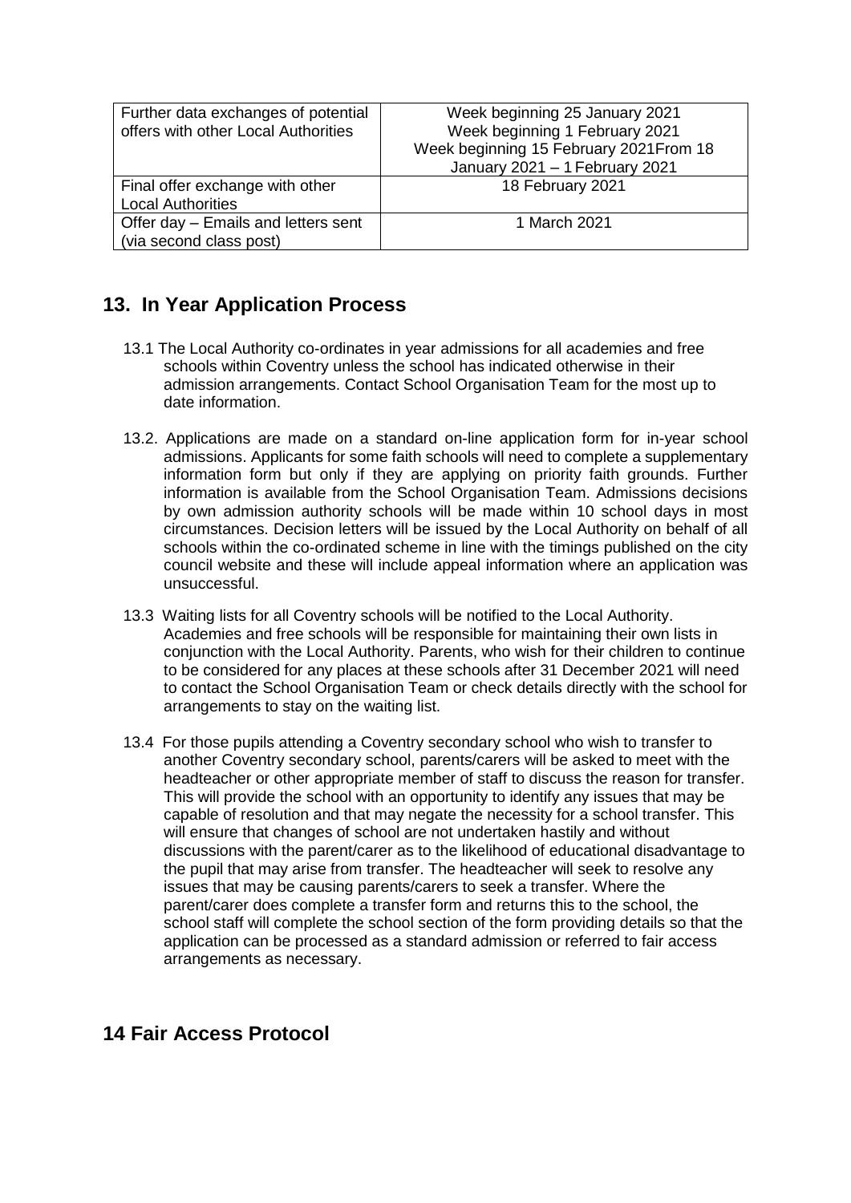| Further data exchanges of potential offers with other Local Authorities | Week beginning 25 January 2021<br>Week beginning 1 February 2021<br>Week beginning 15 February 2021From 18 January 2021 – 1 February 2021 |
|---|---|
| Final offer exchange with other Local Authorities | 18 February 2021 |
| Offer day – Emails and letters sent (via second class post) | 1 March 2021 |

## 13. In Year Application Process

13.1 The Local Authority co-ordinates in year admissions for all academies and free schools within Coventry unless the school has indicated otherwise in their admission arrangements. Contact School Organisation Team for the most up to date information.

13.2. Applications are made on a standard on-line application form for in-year school admissions. Applicants for some faith schools will need to complete a supplementary information form but only if they are applying on priority faith grounds. Further information is available from the School Organisation Team. Admissions decisions by own admission authority schools will be made within 10 school days in most circumstances. Decision letters will be issued by the Local Authority on behalf of all schools within the co-ordinated scheme in line with the timings published on the city council website and these will include appeal information where an application was unsuccessful.

13.3 Waiting lists for all Coventry schools will be notified to the Local Authority. Academies and free schools will be responsible for maintaining their own lists in conjunction with the Local Authority. Parents, who wish for their children to continue to be considered for any places at these schools after 31 December 2021 will need to contact the School Organisation Team or check details directly with the school for arrangements to stay on the waiting list.

13.4 For those pupils attending a Coventry secondary school who wish to transfer to another Coventry secondary school, parents/carers will be asked to meet with the headteacher or other appropriate member of staff to discuss the reason for transfer. This will provide the school with an opportunity to identify any issues that may be capable of resolution and that may negate the necessity for a school transfer. This will ensure that changes of school are not undertaken hastily and without discussions with the parent/carer as to the likelihood of educational disadvantage to the pupil that may arise from transfer. The headteacher will seek to resolve any issues that may be causing parents/carers to seek a transfer. Where the parent/carer does complete a transfer form and returns this to the school, the school staff will complete the school section of the form providing details so that the application can be processed as a standard admission or referred to fair access arrangements as necessary.

## 14 Fair Access Protocol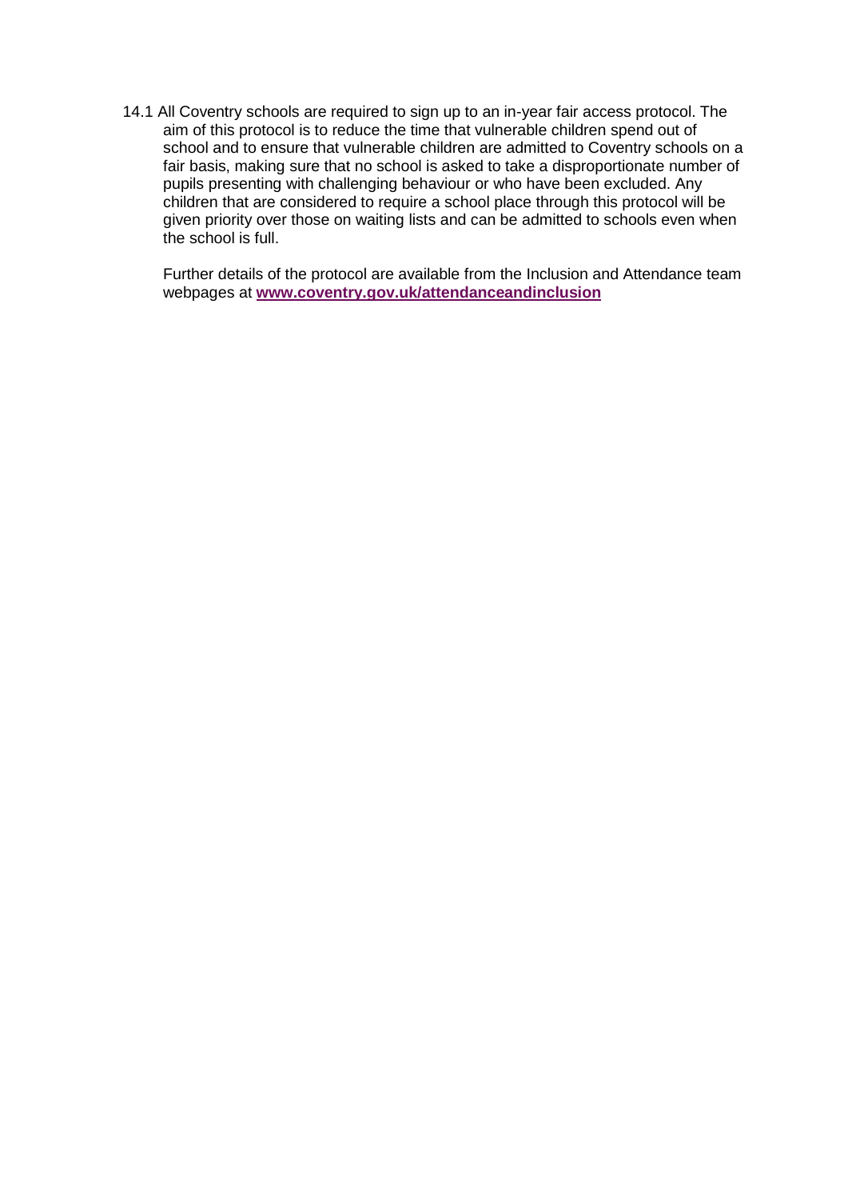14.1 All Coventry schools are required to sign up to an in-year fair access protocol. The aim of this protocol is to reduce the time that vulnerable children spend out of school and to ensure that vulnerable children are admitted to Coventry schools on a fair basis, making sure that no school is asked to take a disproportionate number of pupils presenting with challenging behaviour or who have been excluded. Any children that are considered to require a school place through this protocol will be given priority over those on waiting lists and can be admitted to schools even when the school is full.

Further details of the protocol are available from the Inclusion and Attendance team webpages at **[www.coventry.gov.uk/attendanceandinclusion](http://www.coventry.gov.uk/attendanceandinclusion)**